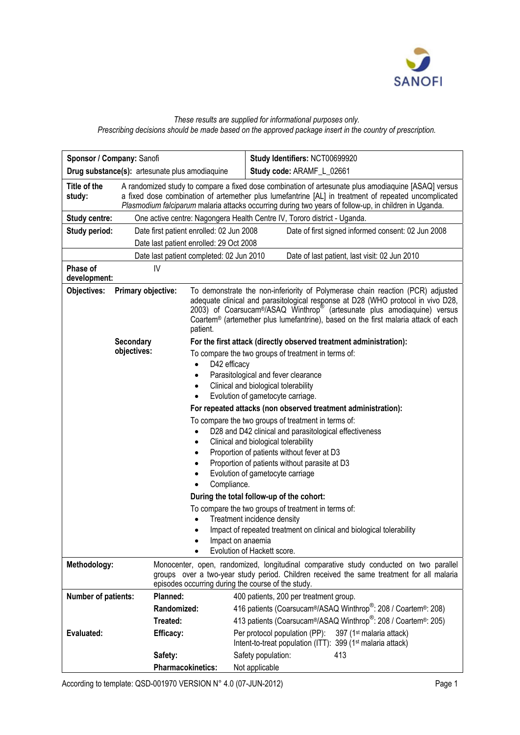*These results are supplied for informational purposes only.*
*Prescribing decisions should be made based on the approved package insert in the country of prescription.*

| **Sponsor / Company:** Sanofi | **Study Identifiers:** NCT00699920 |
|---|---|
| **Drug substance(s):** artesunate plus amodiaquine | **Study code:** ARAMF_L_02661 |

| | |
|---|---|
| **Title of the study:** | A randomized study to compare a fixed dose combination of artesunate plus amodiaquine [ASAQ] versus a fixed dose combination of artemether plus lumefantrine [AL] in treatment of repeated uncomplicated *Plasmodium falciparum* malaria attacks occurring during two years of follow-up, in children in Uganda. |
| **Study centre:** | One active centre: Nagongera Health Centre IV, Tororo district - Uganda. |
| **Study period:** | Date first patient enrolled: 02 Jun 2008 — Date of first signed informed consent: 02 Jun 2008<br>Date last patient enrolled: 29 Oct 2008<br>Date last patient completed: 02 Jun 2010 — Date of last patient, last visit: 02 Jun 2010 |
| **Phase of development:** | IV |

**Objectives:**

**Primary objective:** To demonstrate the non-inferiority of Polymerase chain reaction (PCR) adjusted adequate clinical and parasitological response at D28 (WHO protocol in vivo D28, 2003) of Coarsucam®/ASAQ Winthrop® (artesunate plus amodiaquine) versus Coartem® (artemether plus lumefantrine), based on the first malaria attack of each patient.

**Secondary objectives:**

**For the first attack (directly observed treatment administration):**

To compare the two groups of treatment in terms of:

- D42 efficacy
- Parasitological and fever clearance
- Clinical and biological tolerability
- Evolution of gametocyte carriage.

**For repeated attacks (non observed treatment administration):**

To compare the two groups of treatment in terms of:

- D28 and D42 clinical and parasitological effectiveness
- Clinical and biological tolerability
- Proportion of patients without fever at D3
- Proportion of patients without parasite at D3
- Evolution of gametocyte carriage
- Compliance.

**During the total follow-up of the cohort:**

To compare the two groups of treatment in terms of:

- Treatment incidence density
- Impact of repeated treatment on clinical and biological tolerability
- Impact on anaemia
- Evolution of Hackett score.

**Methodology:** Monocenter, open, randomized, longitudinal comparative study conducted on two parallel groups over a two-year study period. Children received the same treatment for all malaria episodes occurring during the course of the study.

| | | |
|---|---|---|
| **Number of patients:** | **Planned:** | 400 patients, 200 per treatment group. |
| | **Randomized:** | 416 patients (Coarsucam®/ASAQ Winthrop®: 208 / Coartem®: 208) |
| | **Treated:** | 413 patients (Coarsucam®/ASAQ Winthrop®: 208 / Coartem®: 205) |
| **Evaluated:** | **Efficacy:** | Per protocol population (PP): 397 (1st malaria attack)<br>Intent-to-treat population (ITT): 399 (1st malaria attack) |
| | **Safety:** | Safety population: 413 |
| | **Pharmacokinetics:** | Not applicable |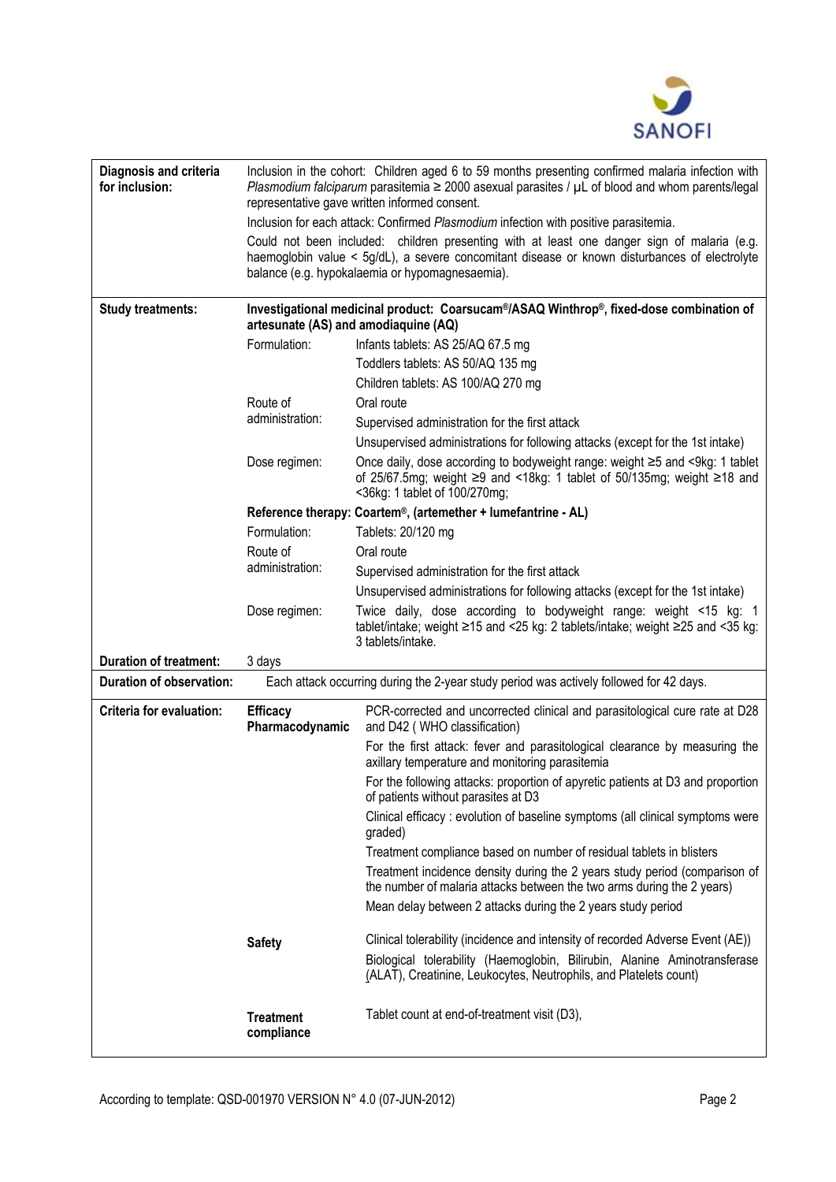| | | |
|---|---|---|
| **Diagnosis and criteria for inclusion:** | Inclusion in the cohort: Children aged 6 to 59 months presenting confirmed malaria infection with *Plasmodium falciparum* parasitemia ≥ 2000 asexual parasites / µL of blood and whom parents/legal representative gave written informed consent.<br>Inclusion for each attack: Confirmed *Plasmodium* infection with positive parasitemia.<br>Could not been included: children presenting with at least one danger sign of malaria (e.g. haemoglobin value < 5g/dL), a severe concomitant disease or known disturbances of electrolyte balance (e.g. hypokalaemia or hypomagnesaemia). | |
| **Study treatments:** | **Investigational medicinal product: Coarsucam®/ASAQ Winthrop®, fixed-dose combination of artesunate (AS) and amodiaquine (AQ)** | |
| | Formulation: | Infants tablets: AS 25/AQ 67.5 mg<br>Toddlers tablets: AS 50/AQ 135 mg<br>Children tablets: AS 100/AQ 270 mg |
| | Route of administration: | Oral route<br>Supervised administration for the first attack<br>Unsupervised administrations for following attacks (except for the 1st intake) |
| | Dose regimen: | Once daily, dose according to bodyweight range: weight ≥5 and <9kg: 1 tablet of 25/67.5mg; weight ≥9 and <18kg: 1 tablet of 50/135mg; weight ≥18 and <36kg: 1 tablet of 100/270mg; |
| | **Reference therapy: Coartem®, (artemether + lumefantrine - AL)** | |
| | Formulation: | Tablets: 20/120 mg |
| | Route of administration: | Oral route<br>Supervised administration for the first attack<br>Unsupervised administrations for following attacks (except for the 1st intake) |
| | Dose regimen: | Twice daily, dose according to bodyweight range: weight <15 kg: 1 tablet/intake; weight ≥15 and <25 kg: 2 tablets/intake; weight ≥25 and <35 kg: 3 tablets/intake. |
| **Duration of treatment:** | 3 days | |
| **Duration of observation:** | Each attack occurring during the 2-year study period was actively followed for 42 days. | |
| **Criteria for evaluation:** | **Efficacy Pharmacodynamic** | PCR-corrected and uncorrected clinical and parasitological cure rate at D28 and D42 ( WHO classification)<br>For the first attack: fever and parasitological clearance by measuring the axillary temperature and monitoring parasitemia<br>For the following attacks: proportion of apyretic patients at D3 and proportion of patients without parasites at D3<br>Clinical efficacy : evolution of baseline symptoms (all clinical symptoms were graded)<br>Treatment compliance based on number of residual tablets in blisters<br>Treatment incidence density during the 2 years study period (comparison of the number of malaria attacks between the two arms during the 2 years)<br>Mean delay between 2 attacks during the 2 years study period |
| | **Safety** | Clinical tolerability (incidence and intensity of recorded Adverse Event (AE))<br>Biological tolerability (Haemoglobin, Bilirubin, Alanine Aminotransferase (ALAT), Creatinine, Leukocytes, Neutrophils, and Platelets count) |
| | **Treatment compliance** | Tablet count at end-of-treatment visit (D3), |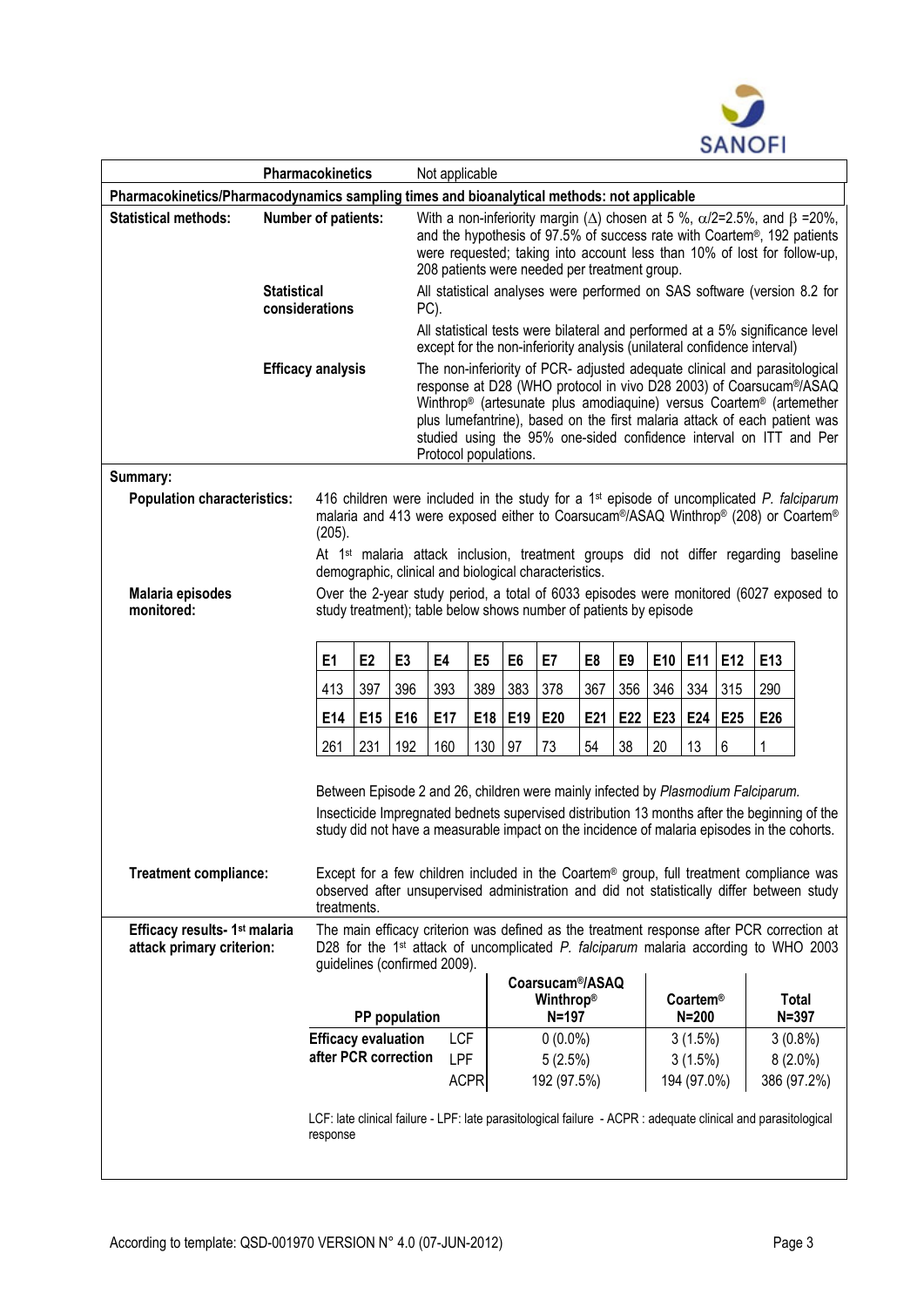| | | |
|---|---|---|
| **Pharmacokinetics** | | Not applicable |
| **Pharmacokinetics/Pharmacodynamics sampling times and bioanalytical methods: not applicable** | | |
| **Statistical methods:** | **Number of patients:** | With a non-inferiority margin (Δ) chosen at 5 %, $\alpha/2=2.5\%$, and $\beta=20\%$, and the hypothesis of 97.5% of success rate with Coartem®, 192 patients were requested; taking into account less than 10% of lost for follow-up, 208 patients were needed per treatment group. |
| | **Statistical considerations** | All statistical analyses were performed on SAS software (version 8.2 for PC). All statistical tests were bilateral and performed at a 5% significance level except for the non-inferiority analysis (unilateral confidence interval) |
| | **Efficacy analysis** | The non-inferiority of PCR- adjusted adequate clinical and parasitological response at D28 (WHO protocol in vivo D28 2003) of Coarsucam®/ASAQ Winthrop® (artesunate plus amodiaquine) versus Coartem® (artemether plus lumefantrine), based on the first malaria attack of each patient was studied using the 95% one-sided confidence interval on ITT and Per Protocol populations. |

**Summary:**

**Population characteristics:**

416 children were included in the study for a 1st episode of uncomplicated *P. falciparum* malaria and 413 were exposed either to Coarsucam®/ASAQ Winthrop® (208) or Coartem® (205).

At 1st malaria attack inclusion, treatment groups did not differ regarding baseline demographic, clinical and biological characteristics.

**Malaria episodes monitored:**

Over the 2-year study period, a total of 6033 episodes were monitored (6027 exposed to study treatment); table below shows number of patients by episode

| E1 | E2 | E3 | E4 | E5 | E6 | E7 | E8 | E9 | E10 | E11 | E12 | E13 |
|---|---|---|---|---|---|---|---|---|---|---|---|---|
| 413 | 397 | 396 | 393 | 389 | 383 | 378 | 367 | 356 | 346 | 334 | 315 | 290 |
| **E14** | **E15** | **E16** | **E17** | **E18** | **E19** | **E20** | **E21** | **E22** | **E23** | **E24** | **E25** | **E26** |
| 261 | 231 | 192 | 160 | 130 | 97 | 73 | 54 | 38 | 20 | 13 | 6 | 1 |

Between Episode 2 and 26, children were mainly infected by *Plasmodium Falciparum.*

Insecticide Impregnated bednets supervised distribution 13 months after the beginning of the study did not have a measurable impact on the incidence of malaria episodes in the cohorts.

**Treatment compliance:**

Except for a few children included in the Coartem® group, full treatment compliance was observed after unsupervised administration and did not statistically differ between study treatments.

**Efficacy results- 1st malaria attack primary criterion:**

The main efficacy criterion was defined as the treatment response after PCR correction at D28 for the 1st attack of uncomplicated *P. falciparum* malaria according to WHO 2003 guidelines (confirmed 2009).

| PP population | | Coarsucam®/ASAQ Winthrop® N=197 | Coartem® N=200 | Total N=397 |
|---|---|---|---|---|
| Efficacy evaluation after PCR correction | LCF | 0 (0.0%) | 3 (1.5%) | 3 (0.8%) |
| | LPF | 5 (2.5%) | 3 (1.5%) | 8 (2.0%) |
| | ACPR | 192 (97.5%) | 194 (97.0%) | 386 (97.2%) |

LCF: late clinical failure - LPF: late parasitological failure - ACPR : adequate clinical and parasitological response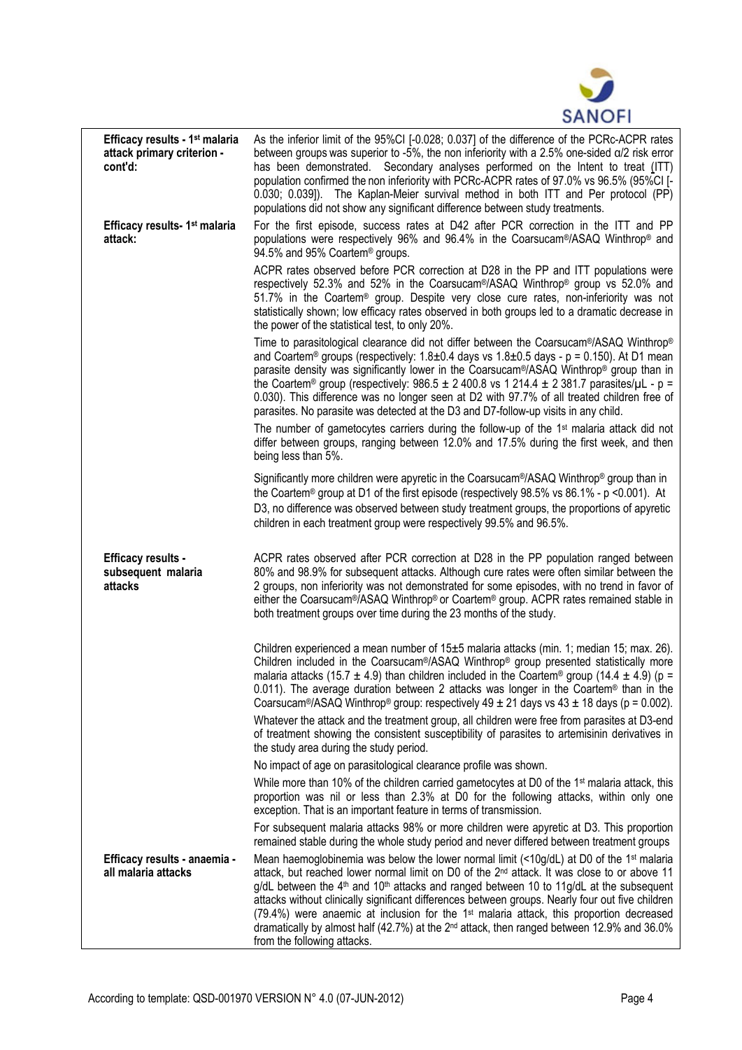| | |
|---|---|
| **Efficacy results - 1st malaria attack primary criterion - cont'd:** | As the inferior limit of the 95%CI [-0.028; 0.037] of the difference of the PCRc-ACPR rates between groups was superior to -5%, the non inferiority with a 2.5% one-sided α/2 risk error has been demonstrated. Secondary analyses performed on the Intent to treat (ITT) population confirmed the non inferiority with PCRc-ACPR rates of 97.0% vs 96.5% (95%CI [-0.030; 0.039]). The Kaplan-Meier survival method in both ITT and Per protocol (PP) populations did not show any significant difference between study treatments. |
| **Efficacy results- 1st malaria attack:** | For the first episode, success rates at D42 after PCR correction in the ITT and PP populations were respectively 96% and 96.4% in the Coarsucam®/ASAQ Winthrop® and 94.5% and 95% Coartem® groups.<br><br>ACPR rates observed before PCR correction at D28 in the PP and ITT populations were respectively 52.3% and 52% in the Coarsucam®/ASAQ Winthrop® group vs 52.0% and 51.7% in the Coartem® group. Despite very close cure rates, non-inferiority was not statistically shown; low efficacy rates observed in both groups led to a dramatic decrease in the power of the statistical test, to only 20%.<br><br>Time to parasitological clearance did not differ between the Coarsucam®/ASAQ Winthrop® and Coartem® groups (respectively: 1.8±0.4 days vs 1.8±0.5 days - p = 0.150). At D1 mean parasite density was significantly lower in the Coarsucam®/ASAQ Winthrop® group than in the Coartem® group (respectively: 986.5 ± 2 400.8 vs 1 214.4 ± 2 381.7 parasites/µL - p = 0.030). This difference was no longer seen at D2 with 97.7% of all treated children free of parasites. No parasite was detected at the D3 and D7-follow-up visits in any child.<br><br>The number of gametocytes carriers during the follow-up of the 1st malaria attack did not differ between groups, ranging between 12.0% and 17.5% during the first week, and then being less than 5%.<br><br>Significantly more children were apyretic in the Coarsucam®/ASAQ Winthrop® group than in the Coartem® group at D1 of the first episode (respectively 98.5% vs 86.1% - p <0.001). At D3, no difference was observed between study treatment groups, the proportions of apyretic children in each treatment group were respectively 99.5% and 96.5%. |
| **Efficacy results - subsequent malaria attacks** | ACPR rates observed after PCR correction at D28 in the PP population ranged between 80% and 98.9% for subsequent attacks. Although cure rates were often similar between the 2 groups, non inferiority was not demonstrated for some episodes, with no trend in favor of either the Coarsucam®/ASAQ Winthrop® or Coartem® group. ACPR rates remained stable in both treatment groups over time during the 23 months of the study.<br><br>Children experienced a mean number of 15±5 malaria attacks (min. 1; median 15; max. 26). Children included in the Coarsucam®/ASAQ Winthrop® group presented statistically more malaria attacks (15.7 ± 4.9) than children included in the Coartem® group (14.4 ± 4.9) (p = 0.011). The average duration between 2 attacks was longer in the Coartem® than in the Coarsucam®/ASAQ Winthrop® group: respectively 49 ± 21 days vs 43 ± 18 days (p = 0.002).<br><br>Whatever the attack and the treatment group, all children were free from parasites at D3-end of treatment showing the consistent susceptibility of parasites to artemisinin derivatives in the study area during the study period.<br><br>No impact of age on parasitological clearance profile was shown.<br><br>While more than 10% of the children carried gametocytes at D0 of the 1st malaria attack, this proportion was nil or less than 2.3% at D0 for the following attacks, within only one exception. That is an important feature in terms of transmission.<br><br>For subsequent malaria attacks 98% or more children were apyretic at D3. This proportion remained stable during the whole study period and never differed between treatment groups |
| **Efficacy results - anaemia - all malaria attacks** | Mean haemoglobinemia was below the lower normal limit (<10g/dL) at D0 of the 1st malaria attack, but reached lower normal limit on D0 of the 2nd attack. It was close to or above 11 g/dL between the 4th and 10th attacks and ranged between 10 to 11g/dL at the subsequent attacks without clinically significant differences between groups. Nearly four out five children (79.4%) were anaemic at inclusion for the 1st malaria attack, this proportion decreased dramatically by almost half (42.7%) at the 2nd attack, then ranged between 12.9% and 36.0% from the following attacks. |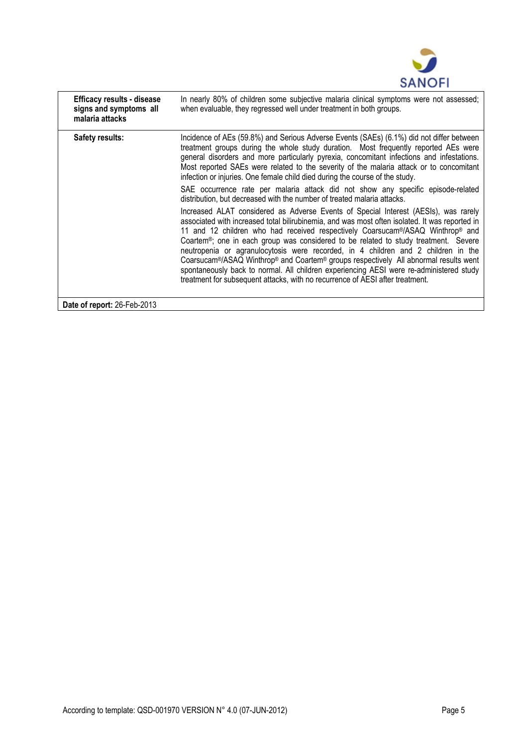| | |
|---|---|
| **Efficacy results - disease signs and symptoms all malaria attacks** | In nearly 80% of children some subjective malaria clinical symptoms were not assessed; when evaluable, they regressed well under treatment in both groups. |
| **Safety results:** | Incidence of AEs (59.8%) and Serious Adverse Events (SAEs) (6.1%) did not differ between treatment groups during the whole study duration. Most frequently reported AEs were general disorders and more particularly pyrexia, concomitant infections and infestations. Most reported SAEs were related to the severity of the malaria attack or to concomitant infection or injuries. One female child died during the course of the study.<br><br>SAE occurrence rate per malaria attack did not show any specific episode-related distribution, but decreased with the number of treated malaria attacks.<br><br>Increased ALAT considered as Adverse Events of Special Interest (AESIs), was rarely associated with increased total bilirubinemia, and was most often isolated. It was reported in 11 and 12 children who had received respectively Coarsucam®/ASAQ Winthrop® and Coartem®; one in each group was considered to be related to study treatment. Severe neutropenia or agranulocytosis were recorded, in 4 children and 2 children in the Coarsucam®/ASAQ Winthrop® and Coartem® groups respectively All abnormal results went spontaneously back to normal. All children experiencing AESI were re-administered study treatment for subsequent attacks, with no recurrence of AESI after treatment. |
| **Date of report:** 26-Feb-2013 | |